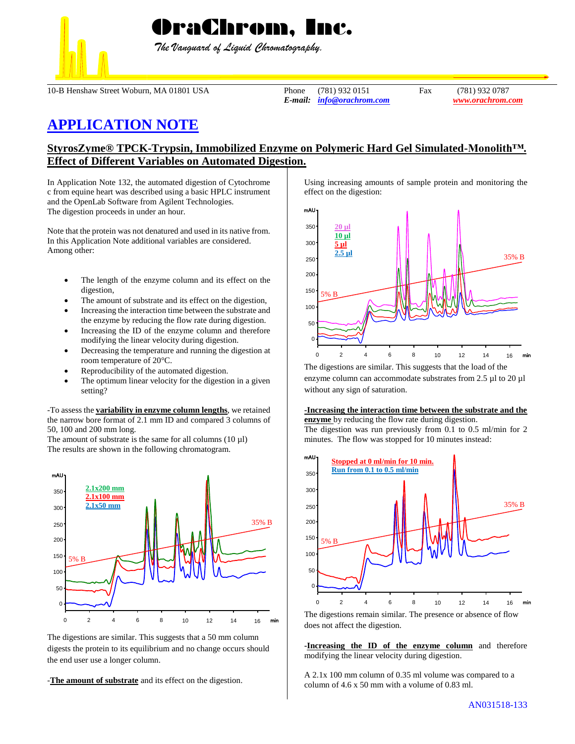# OraChrom, Inc.

*The Vanguard of Liquid Chromatography.*

10-B Henshaw Street Woburn, MA 01801 USA Phone (781) 932 0151 Fax (781) 932 0787
*E-mail:* *info@orachrom.com* *www.orachrom.com*

## APPLICATION NOTE

### StyrosZyme® TPCK-Trypsin, Immobilized Enzyme on Polymeric Hard Gel Simulated-Monolith™. Effect of Different Variables on Automated Digestion.

In Application Note 132, the automated digestion of Cytochrome c from equine heart was described using a basic HPLC instrument and the OpenLab Software from Agilent Technologies.
The digestion proceeds in under an hour.

Note that the protein was not denatured and used in its native from.
In this Application Note additional variables are considered.
Among other:

- The length of the enzyme column and its effect on the digestion,
- The amount of substrate and its effect on the digestion,
- Increasing the interaction time between the substrate and the enzyme by reducing the flow rate during digestion.
- Increasing the ID of the enzyme column and therefore modifying the linear velocity during digestion.
- Decreasing the temperature and running the digestion at room temperature of 20°C.
- Reproducibility of the automated digestion.
- The optimum linear velocity for the digestion in a given setting?

-To assess the **variability in enzyme column lengths**, we retained the narrow bore format of 2.1 mm ID and compared 3 columns of 50, 100 and 200 mm long.
The amount of substrate is the same for all columns (10 µl)
The results are shown in the following chromatogram.

The digestions are similar. This suggests that a 50 mm column digests the protein to its equilibrium and no change occurs should the end user use a longer column.

-**The amount of substrate** and its effect on the digestion.

Using increasing amounts of sample protein and monitoring the effect on the digestion:

The digestions are similar. This suggests that the load of the enzyme column can accommodate substrates from 2.5 µl to 20 µl without any sign of saturation.

-**Increasing the interaction time between the substrate and the enzyme** by reducing the flow rate during digestion.
The digestion was run previously from 0.1 to 0.5 ml/min for 2 minutes. The flow was stopped for 10 minutes instead:

The digestions remain similar. The presence or absence of flow does not affect the digestion.

-**Increasing the ID of the enzyme column** and therefore modifying the linear velocity during digestion.

A 2.1x 100 mm column of 0.35 ml volume was compared to a column of 4.6 x 50 mm with a volume of 0.83 ml.

AN031518-133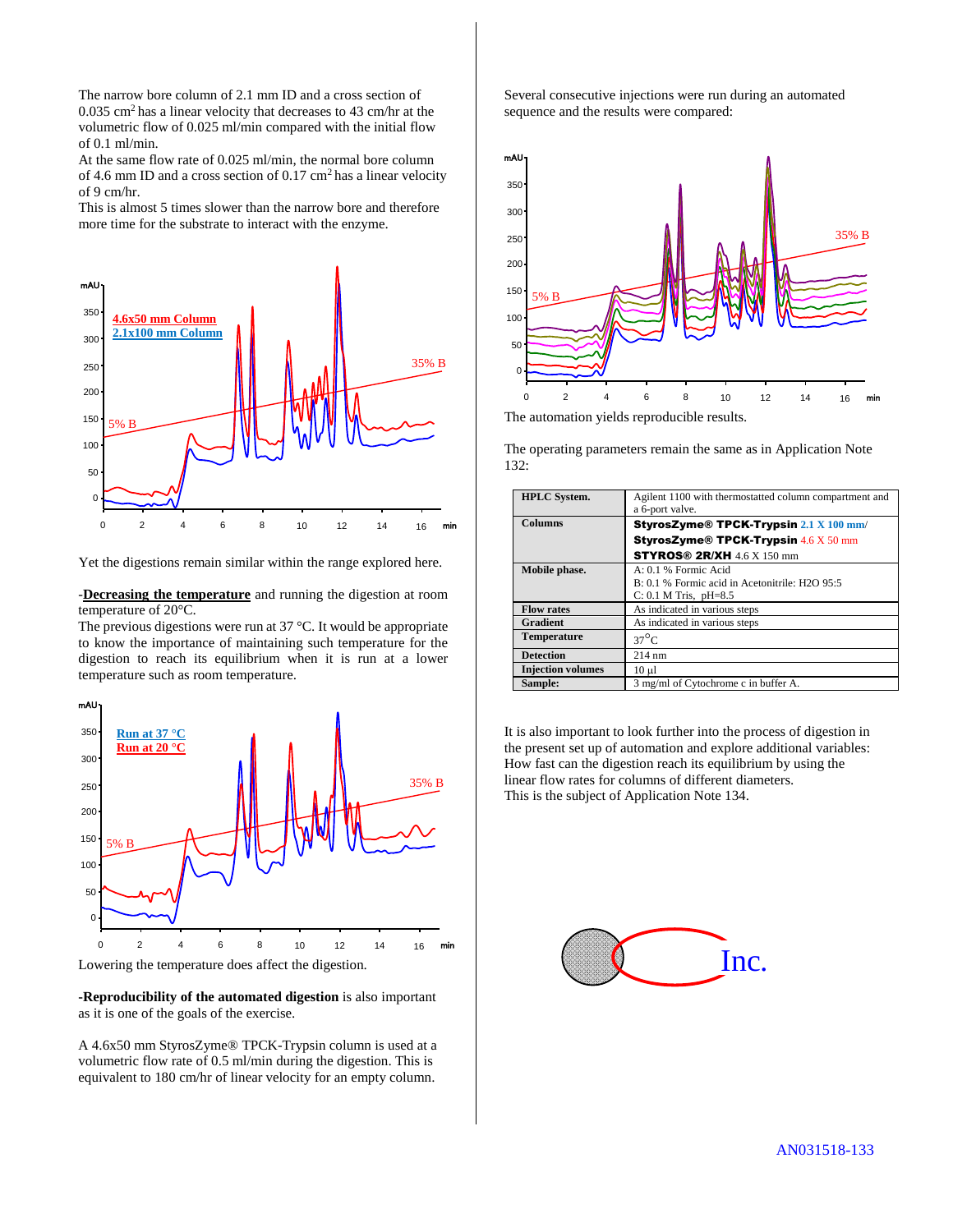The narrow bore column of 2.1 mm ID and a cross section of 0.035 $cm^2$ has a linear velocity that decreases to 43 cm/hr at the volumetric flow of 0.025 ml/min compared with the initial flow of 0.1 ml/min.
At the same flow rate of 0.025 ml/min, the normal bore column of 4.6 mm ID and a cross section of 0.17 $cm^2$ has a linear velocity of 9 cm/hr.
This is almost 5 times slower than the narrow bore and therefore more time for the substrate to interact with the enzyme.

mAU
350
300
250
200
150
100
50
0
4.6x50 mm Column
2.1x100 mm Column
35% B
5% B
0 2 4 6 8 10 12 14 16 min

Yet the digestions remain similar within the range explored here.

-**Decreasing the temperature** and running the digestion at room temperature of 20°C.
The previous digestions were run at 37 °C. It would be appropriate to know the importance of maintaining such temperature for the digestion to reach its equilibrium when it is run at a lower temperature such as room temperature.

mAU
350
300
250
200
150
100
50
0
Run at 37 °C
Run at 20 °C
35% B
5% B
0 2 4 6 8 10 12 14 16 min

Lowering the temperature does affect the digestion.

-**Reproducibility of the automated digestion** is also important as it is one of the goals of the exercise.

A 4.6x50 mm StyrosZyme® TPCK-Trypsin column is used at a volumetric flow rate of 0.5 ml/min during the digestion. This is equivalent to 180 cm/hr of linear velocity for an empty column.

Several consecutive injections were run during an automated sequence and the results were compared:

mAU
350
300
250
200
150
100
50
0
35% B
5% B
0 2 4 6 8 10 12 14 16 min

The automation yields reproducible results.

The operating parameters remain the same as in Application Note 132:

| | |
|---|---|
| **HPLC System.** | Agilent 1100 with thermostatted column compartment and a 6-port valve. |
| **Columns** | **StyrosZyme® TPCK-Trypsin** 2.1 X 100 mm/ **StyrosZyme® TPCK-Trypsin** 4.6 X 50 mm **STYROS® 2R/XH** 4.6 X 150 mm |
| **Mobile phase.** | A: 0.1 % Formic Acid B: 0.1 % Formic acid in Acetonitrile: H2O 95:5 C: 0.1 M Tris, pH=8.5 |
| **Flow rates** | As indicated in various steps |
| **Gradient** | As indicated in various steps |
| **Temperature** | 37°C |
| **Detection** | 214 nm |
| **Injection volumes** | 10 µl |
| **Sample:** | 3 mg/ml of Cytochrome c in buffer A. |

It is also important to look further into the process of digestion in the present set up of automation and explore additional variables: How fast can the digestion reach its equilibrium by using the linear flow rates for columns of different diameters.
This is the subject of Application Note 134.

Inc.

AN031518-133